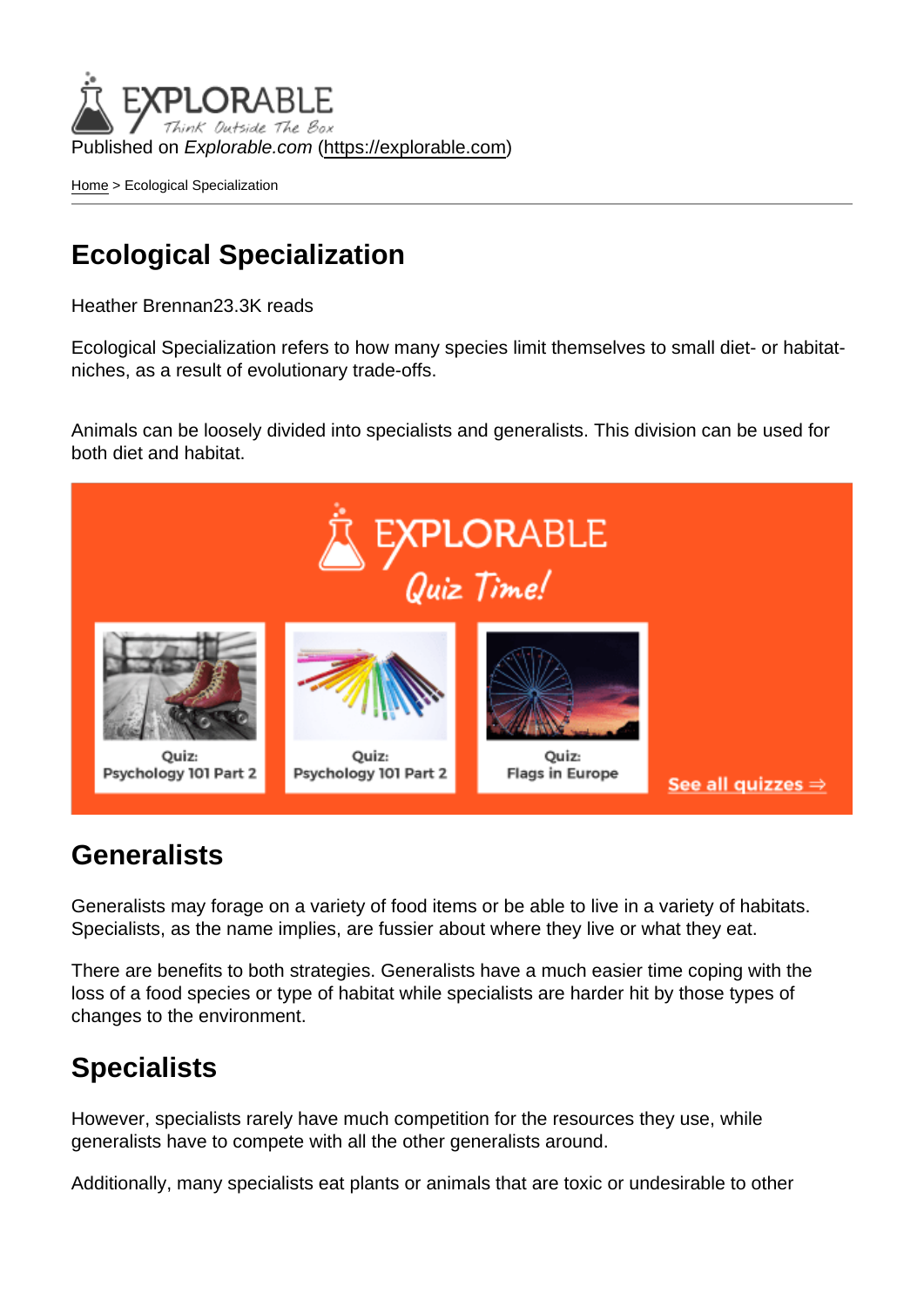Published on *Explorable.com* (https://explorable.com)

Home > Ecological Specialization

# Ecological Specialization

Heather Brennan23.3K reads

Ecological Specialization refers to how many species limit themselves to small diet- or habitat-niches, as a result of evolutionary trade-offs.

Animals can be loosely divided into specialists and generalists. This division can be used for both diet and habitat.

## Generalists

Generalists may forage on a variety of food items or be able to live in a variety of habitats. Specialists, as the name implies, are fussier about where they live or what they eat.

There are benefits to both strategies. Generalists have a much easier time coping with the loss of a food species or type of habitat while specialists are harder hit by those types of changes to the environment.

## Specialists

However, specialists rarely have much competition for the resources they use, while generalists have to compete with all the other generalists around.

Additionally, many specialists eat plants or animals that are toxic or undesirable to other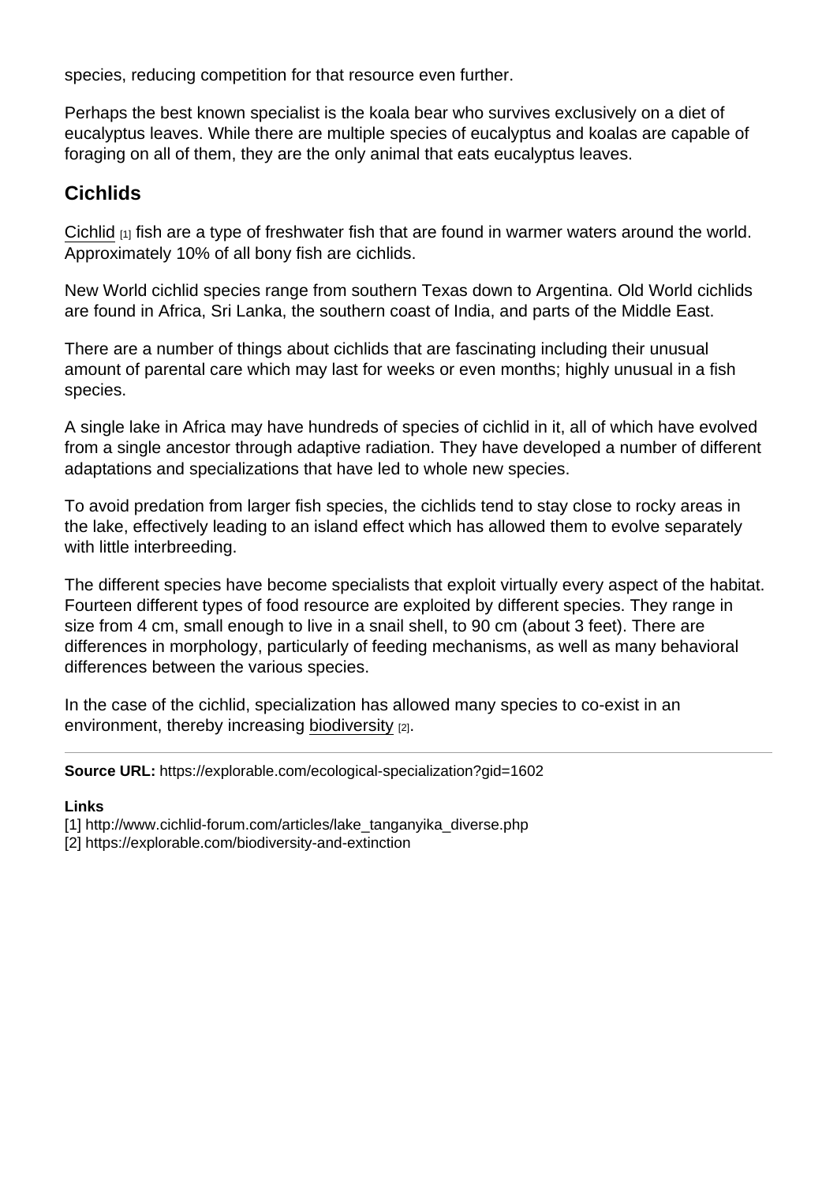species, reducing competition for that resource even further.

Perhaps the best known specialist is the koala bear who survives exclusively on a diet of eucalyptus leaves. While there are multiple species of eucalyptus and koalas are capable of foraging on all of them, they are the only animal that eats eucalyptus leaves.

## Cichlids

Cichlid [1] fish are a type of freshwater fish that are found in warmer waters around the world. Approximately 10% of all bony fish are cichlids.

New World cichlid species range from southern Texas down to Argentina. Old World cichlids are found in Africa, Sri Lanka, the southern coast of India, and parts of the Middle East.

There are a number of things about cichlids that are fascinating including their unusual amount of parental care which may last for weeks or even months; highly unusual in a fish species.

A single lake in Africa may have hundreds of species of cichlid in it, all of which have evolved from a single ancestor through adaptive radiation. They have developed a number of different adaptations and specializations that have led to whole new species.

To avoid predation from larger fish species, the cichlids tend to stay close to rocky areas in the lake, effectively leading to an island effect which has allowed them to evolve separately with little interbreeding.

The different species have become specialists that exploit virtually every aspect of the habitat. Fourteen different types of food resource are exploited by different species. They range in size from 4 cm, small enough to live in a snail shell, to 90 cm (about 3 feet). There are differences in morphology, particularly of feeding mechanisms, as well as many behavioral differences between the various species.

In the case of the cichlid, specialization has allowed many species to co-exist in an environment, thereby increasing biodiversity [2].

---

**Source URL:** https://explorable.com/ecological-specialization?gid=1602

**Links**
[1] http://www.cichlid-forum.com/articles/lake_tanganyika_diverse.php
[2] https://explorable.com/biodiversity-and-extinction